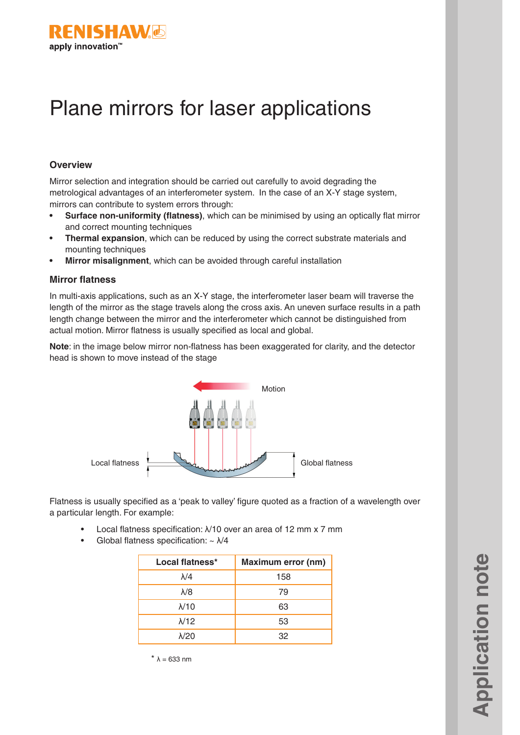# Plane mirrors for laser applications

## Overview

Mirror selection and integration should be carried out carefully to avoid degrading the metrological advantages of an interferometer system. In the case of an X-Y stage system, mirrors can contribute to system errors through:

- **Surface non-uniformity (flatness)**, which can be minimised by using an optically flat mirror and correct mounting techniques
- **Thermal expansion**, which can be reduced by using the correct substrate materials and mounting techniques
- **Mirror misalignment**, which can be avoided through careful installation

## Mirror flatness

In multi-axis applications, such as an X-Y stage, the interferometer laser beam will traverse the length of the mirror as the stage travels along the cross axis. An uneven surface results in a path length change between the mirror and the interferometer which cannot be distinguished from actual motion. Mirror flatness is usually specified as local and global.

**Note**: in the image below mirror non-flatness has been exaggerated for clarity, and the detector head is shown to move instead of the stage

Motion

Local flatness

Global flatness

Flatness is usually specified as a 'peak to valley' figure quoted as a fraction of a wavelength over a particular length. For example:

- Local flatness specification: λ/10 over an area of 12 mm x 7 mm
- Global flatness specification: ~ λ/4

| Local flatness* | Maximum error (nm) |
|---|---|
| λ/4 | 158 |
| λ/8 | 79 |
| λ/10 | 63 |
| λ/12 | 53 |
| λ/20 | 32 |

\* λ = 633 nm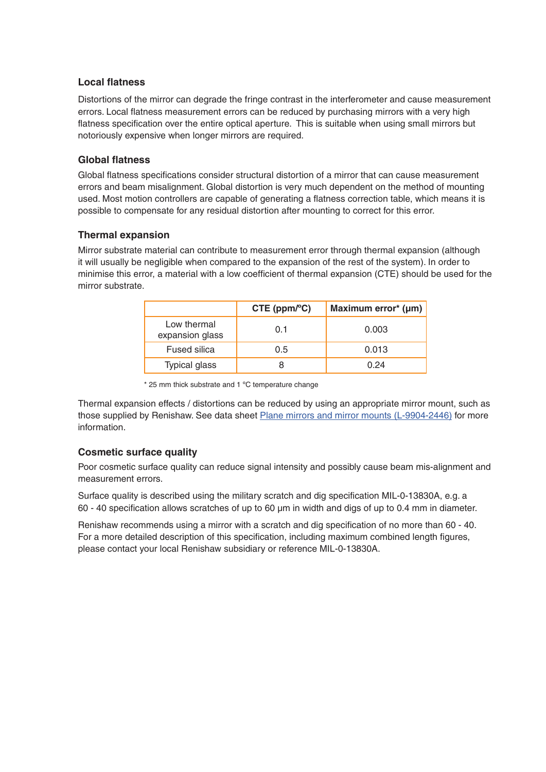### Local flatness

Distortions of the mirror can degrade the fringe contrast in the interferometer and cause measurement errors. Local flatness measurement errors can be reduced by purchasing mirrors with a very high flatness specification over the entire optical aperture. This is suitable when using small mirrors but notoriously expensive when longer mirrors are required.

### Global flatness

Global flatness specifications consider structural distortion of a mirror that can cause measurement errors and beam misalignment. Global distortion is very much dependent on the method of mounting used. Most motion controllers are capable of generating a flatness correction table, which means it is possible to compensate for any residual distortion after mounting to correct for this error.

### Thermal expansion

Mirror substrate material can contribute to measurement error through thermal expansion (although it will usually be negligible when compared to the expansion of the rest of the system). In order to minimise this error, a material with a low coefficient of thermal expansion (CTE) should be used for the mirror substrate.

| | **CTE (ppm/ºC)** | **Maximum error* (µm)** |
|---|---|---|
| Low thermal expansion glass | 0.1 | 0.003 |
| Fused silica | 0.5 | 0.013 |
| Typical glass | 8 | 0.24 |

* 25 mm thick substrate and 1 ºC temperature change

Thermal expansion effects / distortions can be reduced by using an appropriate mirror mount, such as those supplied by Renishaw. See data sheet [Plane mirrors and mirror mounts (L-9904-2446)] for more information.

### Cosmetic surface quality

Poor cosmetic surface quality can reduce signal intensity and possibly cause beam mis-alignment and measurement errors.

Surface quality is described using the military scratch and dig specification MIL-0-13830A, e.g. a 60 - 40 specification allows scratches of up to 60 µm in width and digs of up to 0.4 mm in diameter.

Renishaw recommends using a mirror with a scratch and dig specification of no more than 60 - 40. For a more detailed description of this specification, including maximum combined length figures, please contact your local Renishaw subsidiary or reference MIL-0-13830A.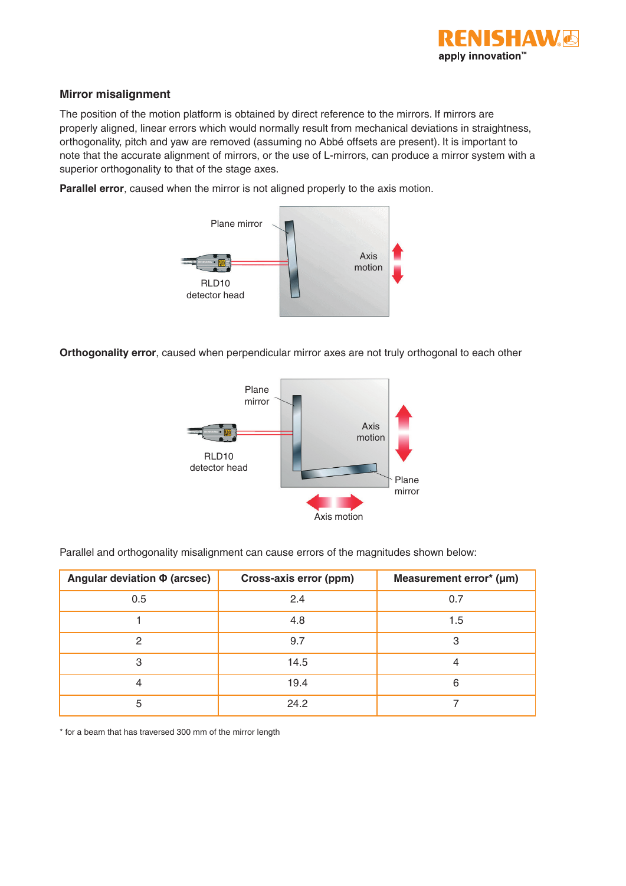## Mirror misalignment

The position of the motion platform is obtained by direct reference to the mirrors. If mirrors are properly aligned, linear errors which would normally result from mechanical deviations in straightness, orthogonality, pitch and yaw are removed (assuming no Abbé offsets are present). It is important to note that the accurate alignment of mirrors, or the use of L-mirrors, can produce a mirror system with a superior orthogonality to that of the stage axes.

**Parallel error**, caused when the mirror is not aligned properly to the axis motion.

**Orthogonality error**, caused when perpendicular mirror axes are not truly orthogonal to each other

Parallel and orthogonality misalignment can cause errors of the magnitudes shown below:

| Angular deviation Φ (arcsec) | Cross-axis error (ppm) | Measurement error* (µm) |
|---|---|---|
| 0.5 | 2.4 | 0.7 |
| 1 | 4.8 | 1.5 |
| 2 | 9.7 | 3 |
| 3 | 14.5 | 4 |
| 4 | 19.4 | 6 |
| 5 | 24.2 | 7 |

* for a beam that has traversed 300 mm of the mirror length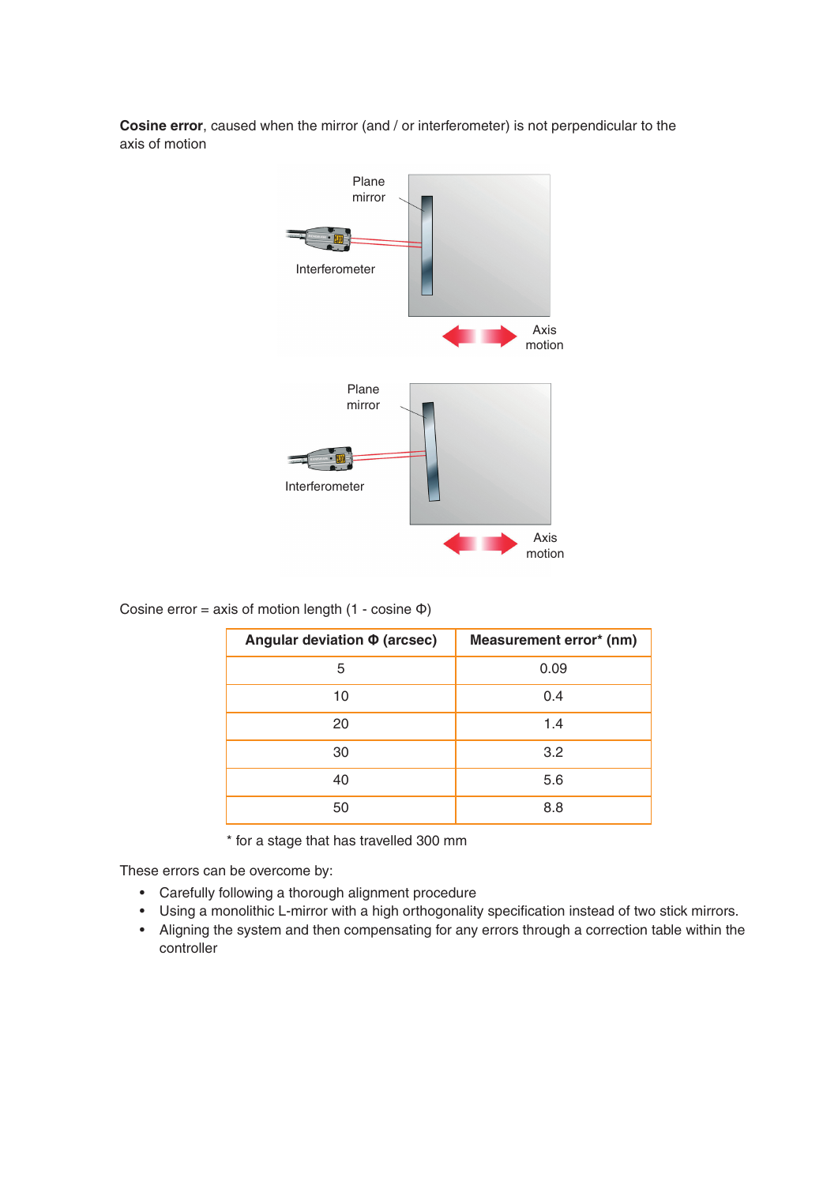**Cosine error**, caused when the mirror (and / or interferometer) is not perpendicular to the axis of motion

Plane mirror

Interferometer

Axis motion

Plane mirror

Interferometer

Axis motion

Cosine error = axis of motion length (1 - cosine Φ)

| Angular deviation Φ (arcsec) | Measurement error* (nm) |
|---|---|
| 5 | 0.09 |
| 10 | 0.4 |
| 20 | 1.4 |
| 30 | 3.2 |
| 40 | 5.6 |
| 50 | 8.8 |

* for a stage that has travelled 300 mm

These errors can be overcome by:

- Carefully following a thorough alignment procedure
- Using a monolithic L-mirror with a high orthogonality specification instead of two stick mirrors.
- Aligning the system and then compensating for any errors through a correction table within the controller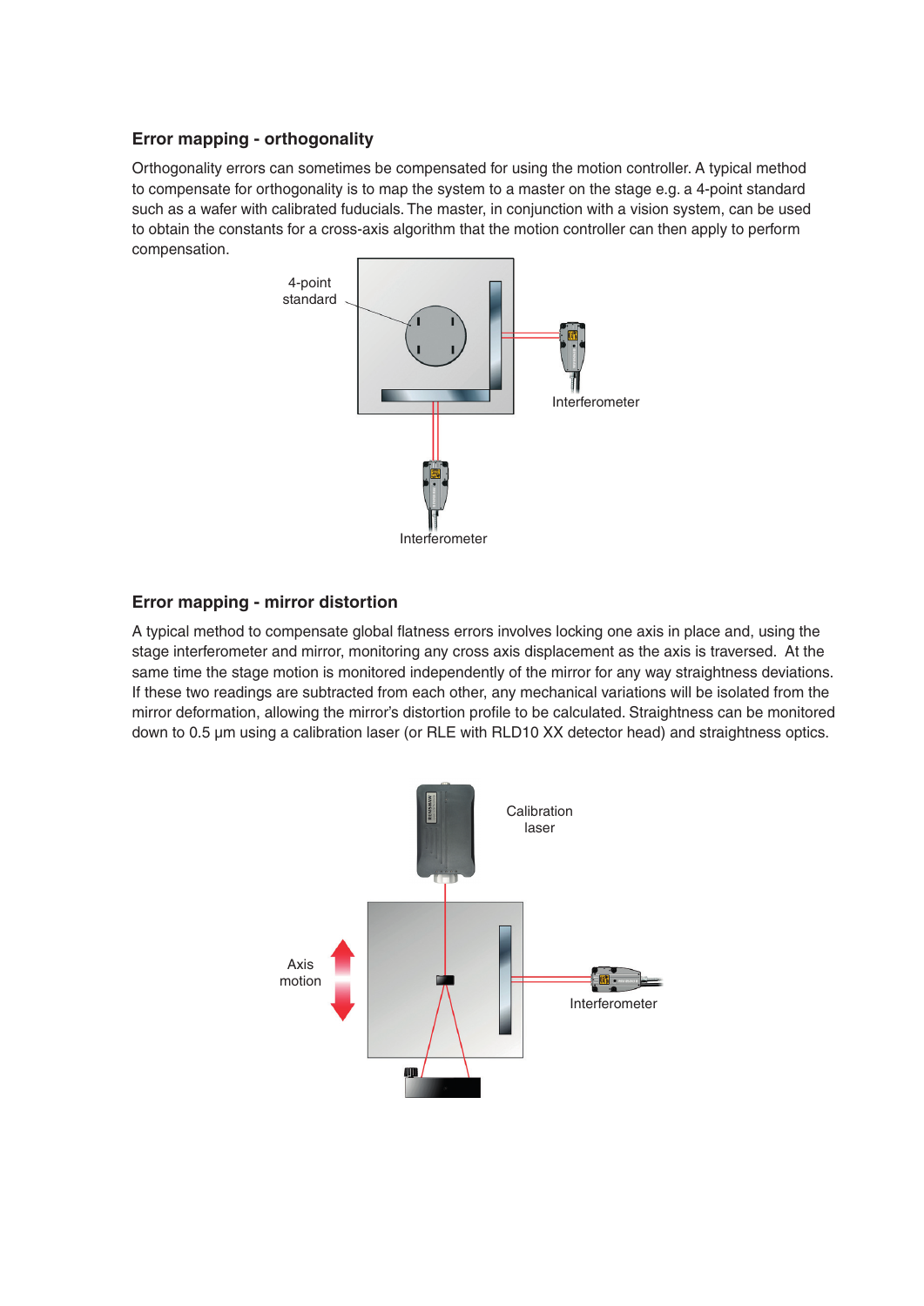## Error mapping - orthogonality

Orthogonality errors can sometimes be compensated for using the motion controller. A typical method to compensate for orthogonality is to map the system to a master on the stage e.g. a 4-point standard such as a wafer with calibrated fuducials. The master, in conjunction with a vision system, can be used to obtain the constants for a cross-axis algorithm that the motion controller can then apply to perform compensation.

## Error mapping - mirror distortion

A typical method to compensate global flatness errors involves locking one axis in place and, using the stage interferometer and mirror, monitoring any cross axis displacement as the axis is traversed. At the same time the stage motion is monitored independently of the mirror for any way straightness deviations. If these two readings are subtracted from each other, any mechanical variations will be isolated from the mirror deformation, allowing the mirror's distortion profile to be calculated. Straightness can be monitored down to 0.5 µm using a calibration laser (or RLE with RLD10 XX detector head) and straightness optics.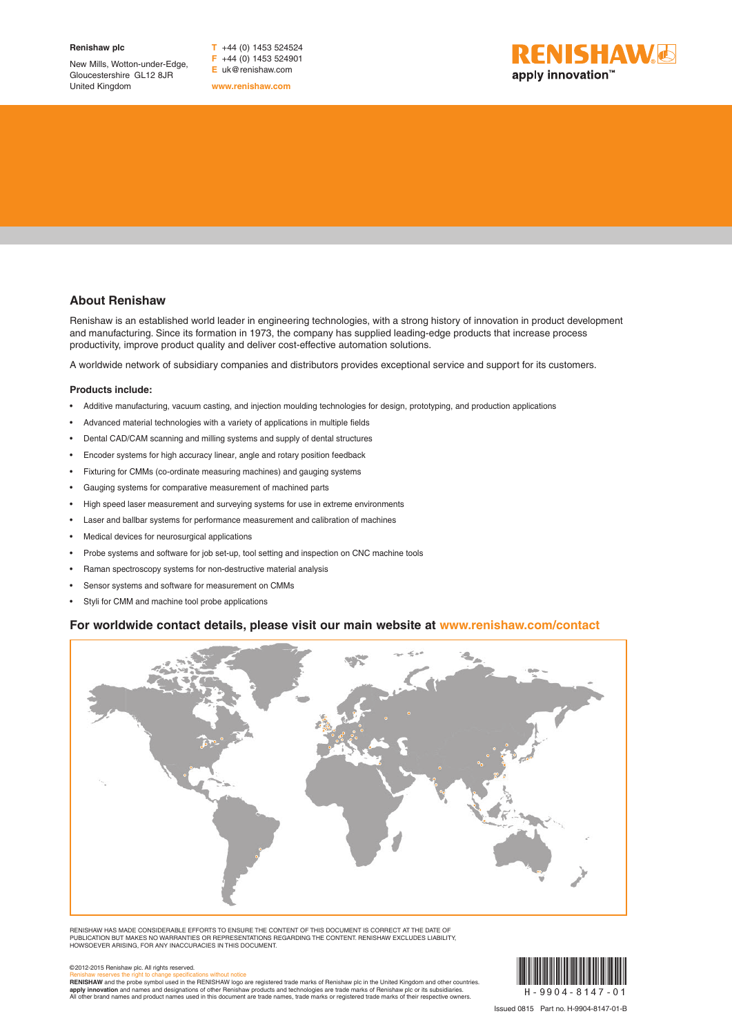**Renishaw plc**

New Mills, Wotton-under-Edge,
Gloucestershire GL12 8JR
United Kingdom

**T** +44 (0) 1453 524524
**F** +44 (0) 1453 524901
**E** uk@renishaw.com

**www.renishaw.com**

RENISHAW
apply innovation™

## About Renishaw

Renishaw is an established world leader in engineering technologies, with a strong history of innovation in product development and manufacturing. Since its formation in 1973, the company has supplied leading-edge products that increase process productivity, improve product quality and deliver cost-effective automation solutions.

A worldwide network of subsidiary companies and distributors provides exceptional service and support for its customers.

### Products include:

- Additive manufacturing, vacuum casting, and injection moulding technologies for design, prototyping, and production applications
- Advanced material technologies with a variety of applications in multiple fields
- Dental CAD/CAM scanning and milling systems and supply of dental structures
- Encoder systems for high accuracy linear, angle and rotary position feedback
- Fixturing for CMMs (co-ordinate measuring machines) and gauging systems
- Gauging systems for comparative measurement of machined parts
- High speed laser measurement and surveying systems for use in extreme environments
- Laser and ballbar systems for performance measurement and calibration of machines
- Medical devices for neurosurgical applications
- Probe systems and software for job set-up, tool setting and inspection on CNC machine tools
- Raman spectroscopy systems for non-destructive material analysis
- Sensor systems and software for measurement on CMMs
- Styli for CMM and machine tool probe applications

### For worldwide contact details, please visit our main website at www.renishaw.com/contact

RENISHAW HAS MADE CONSIDERABLE EFFORTS TO ENSURE THE CONTENT OF THIS DOCUMENT IS CORRECT AT THE DATE OF PUBLICATION BUT MAKES NO WARRANTIES OR REPRESENTATIONS REGARDING THE CONTENT. RENISHAW EXCLUDES LIABILITY, HOWSOEVER ARISING, FOR ANY INACCURACIES IN THIS DOCUMENT.

©2012-2015 Renishaw plc. All rights reserved.
Renishaw reserves the right to change specifications without notice
**RENISHAW** and the probe symbol used in the RENISHAW logo are registered trade marks of Renishaw plc in the United Kingdom and other countries. **apply innovation** and names and designations of other Renishaw products and technologies are trade marks of Renishaw plc or its subsidiaries.
All other brand names and product names used in this document are trade names, trade marks or registered trade marks of their respective owners.

H-9904-8147-01

Issued 0815 Part no. H-9904-8147-01-B